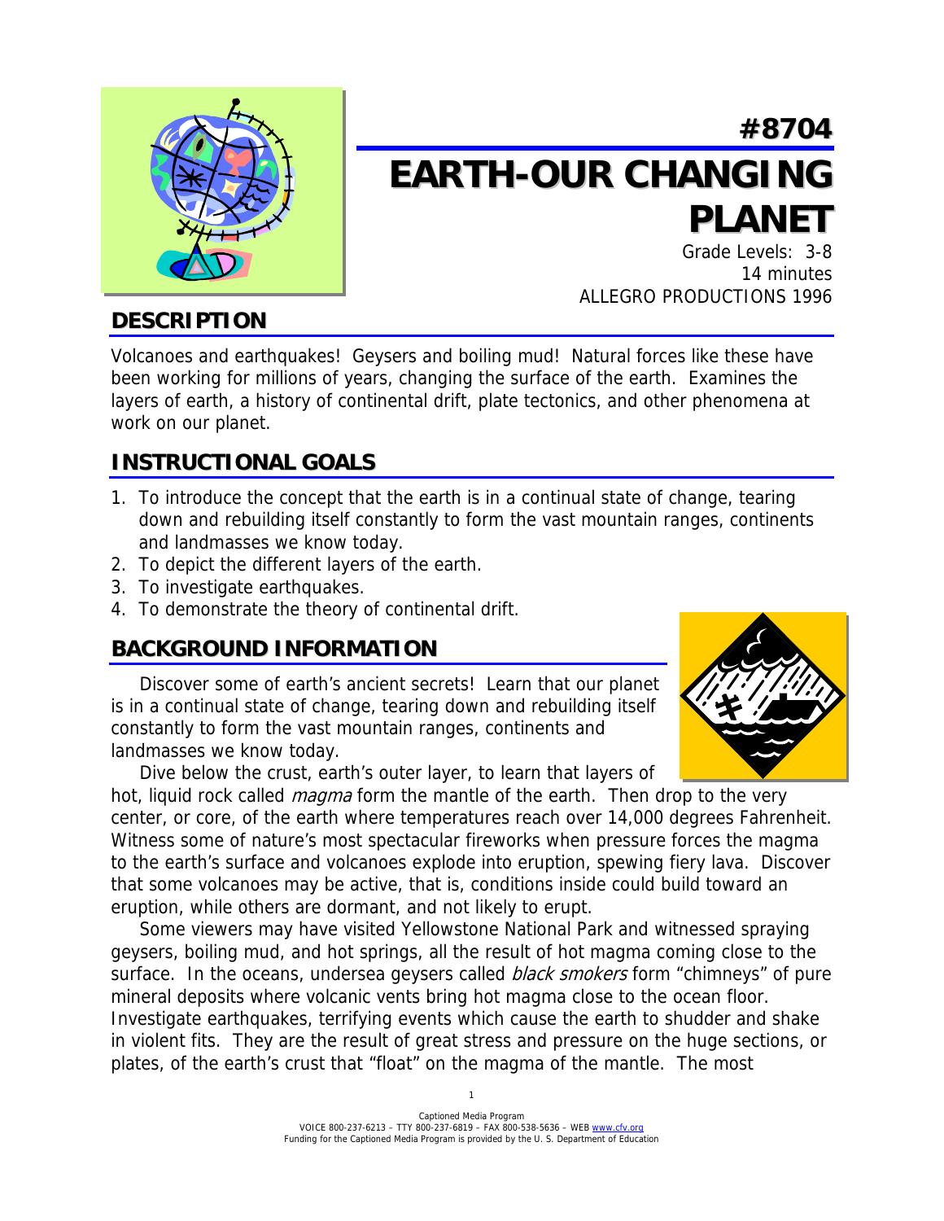# #8704

# EARTH-OUR CHANGING PLANET

Grade Levels: 3-8
14 minutes
ALLEGRO PRODUCTIONS 1996

## DESCRIPTION

Volcanoes and earthquakes! Geysers and boiling mud! Natural forces like these have been working for millions of years, changing the surface of the earth. Examines the layers of earth, a history of continental drift, plate tectonics, and other phenomena at work on our planet.

## INSTRUCTIONAL GOALS

1. To introduce the concept that the earth is in a continual state of change, tearing down and rebuilding itself constantly to form the vast mountain ranges, continents and landmasses we know today.
2. To depict the different layers of the earth.
3. To investigate earthquakes.
4. To demonstrate the theory of continental drift.

## BACKGROUND INFORMATION

Discover some of earth's ancient secrets! Learn that our planet is in a continual state of change, tearing down and rebuilding itself constantly to form the vast mountain ranges, continents and landmasses we know today.

Dive below the crust, earth's outer layer, to learn that layers of hot, liquid rock called *magma* form the mantle of the earth. Then drop to the very center, or core, of the earth where temperatures reach over 14,000 degrees Fahrenheit. Witness some of nature's most spectacular fireworks when pressure forces the magma to the earth's surface and volcanoes explode into eruption, spewing fiery lava. Discover that some volcanoes may be active, that is, conditions inside could build toward an eruption, while others are dormant, and not likely to erupt.

Some viewers may have visited Yellowstone National Park and witnessed spraying geysers, boiling mud, and hot springs, all the result of hot magma coming close to the surface. In the oceans, undersea geysers called *black smokers* form "chimneys" of pure mineral deposits where volcanic vents bring hot magma close to the ocean floor. Investigate earthquakes, terrifying events which cause the earth to shudder and shake in violent fits. They are the result of great stress and pressure on the huge sections, or plates, of the earth's crust that "float" on the magma of the mantle. The most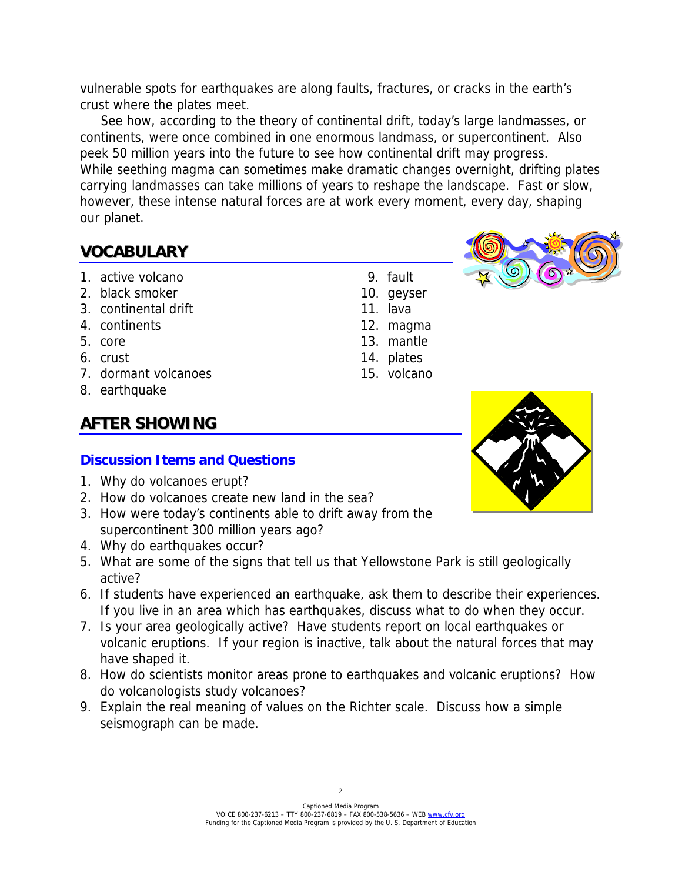vulnerable spots for earthquakes are along faults, fractures, or cracks in the earth's crust where the plates meet.

See how, according to the theory of continental drift, today's large landmasses, or continents, were once combined in one enormous landmass, or supercontinent. Also peek 50 million years into the future to see how continental drift may progress. While seething magma can sometimes make dramatic changes overnight, drifting plates carrying landmasses can take millions of years to reshape the landscape. Fast or slow, however, these intense natural forces are at work every moment, every day, shaping our planet.

## VOCABULARY

1. active volcano
2. black smoker
3. continental drift
4. continents
5. core
6. crust
7. dormant volcanoes
8. earthquake
9. fault
10. geyser
11. lava
12. magma
13. mantle
14. plates
15. volcano

## AFTER SHOWING

### Discussion Items and Questions

1. Why do volcanoes erupt?
2. How do volcanoes create new land in the sea?
3. How were today's continents able to drift away from the supercontinent 300 million years ago?
4. Why do earthquakes occur?
5. What are some of the signs that tell us that Yellowstone Park is still geologically active?
6. If students have experienced an earthquake, ask them to describe their experiences. If you live in an area which has earthquakes, discuss what to do when they occur.
7. Is your area geologically active? Have students report on local earthquakes or volcanic eruptions. If your region is inactive, talk about the natural forces that may have shaped it.
8. How do scientists monitor areas prone to earthquakes and volcanic eruptions? How do volcanologists study volcanoes?
9. Explain the real meaning of values on the Richter scale. Discuss how a simple seismograph can be made.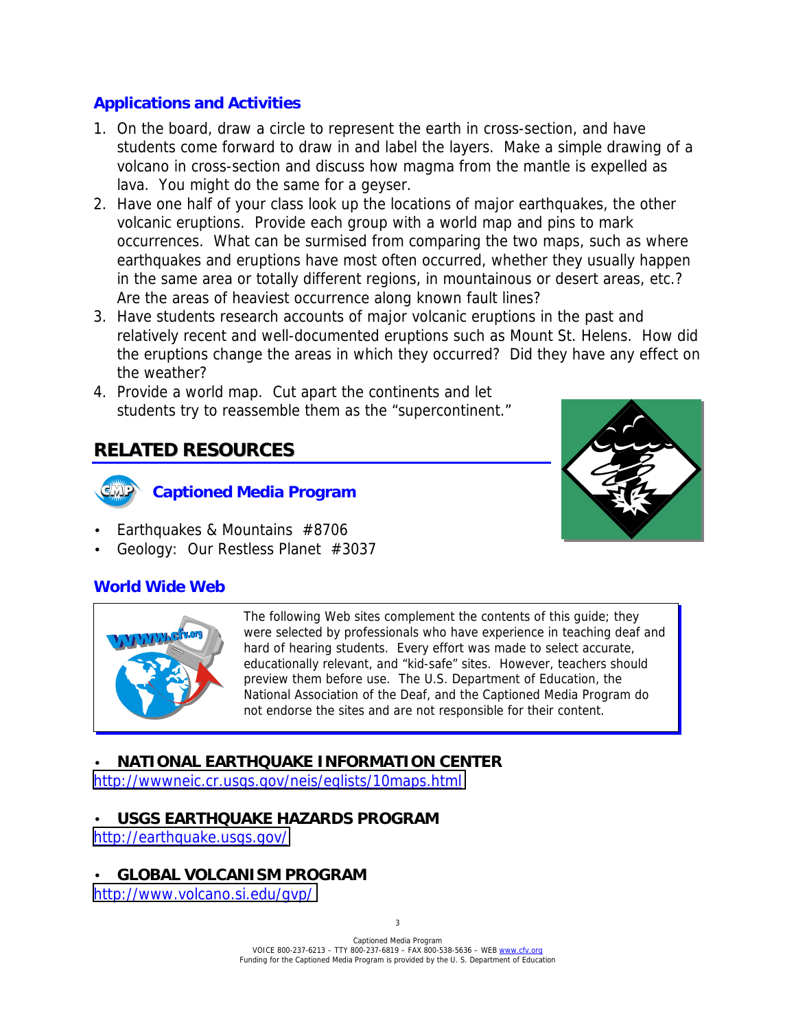## Applications and Activities

1. On the board, draw a circle to represent the earth in cross-section, and have students come forward to draw in and label the layers. Make a simple drawing of a volcano in cross-section and discuss how magma from the mantle is expelled as lava. You might do the same for a geyser.
2. Have one half of your class look up the locations of major earthquakes, the other volcanic eruptions. Provide each group with a world map and pins to mark occurrences. What can be surmised from comparing the two maps, such as where earthquakes and eruptions have most often occurred, whether they usually happen in the same area or totally different regions, in mountainous or desert areas, etc.? Are the areas of heaviest occurrence along known fault lines?
3. Have students research accounts of major volcanic eruptions in the past and relatively recent and well-documented eruptions such as Mount St. Helens. How did the eruptions change the areas in which they occurred? Did they have any effect on the weather?
4. Provide a world map. Cut apart the continents and let students try to reassemble them as the "supercontinent."

# RELATED RESOURCES

### Captioned Media Program

- Earthquakes & Mountains #8706
- Geology: Our Restless Planet #3037

### World Wide Web

The following Web sites complement the contents of this guide; they were selected by professionals who have experience in teaching deaf and hard of hearing students. Every effort was made to select accurate, educationally relevant, and "kid-safe" sites. However, teachers should preview them before use. The U.S. Department of Education, the National Association of the Deaf, and the Captioned Media Program do not endorse the sites and are not responsible for their content.

- **NATIONAL EARTHQUAKE INFORMATION CENTER**
  http://wwwneic.cr.usgs.gov/neis/eqlists/10maps.html

- **USGS EARTHQUAKE HAZARDS PROGRAM**
  http://earthquake.usgs.gov/

- **GLOBAL VOLCANISM PROGRAM**
  http://www.volcano.si.edu/gvp/